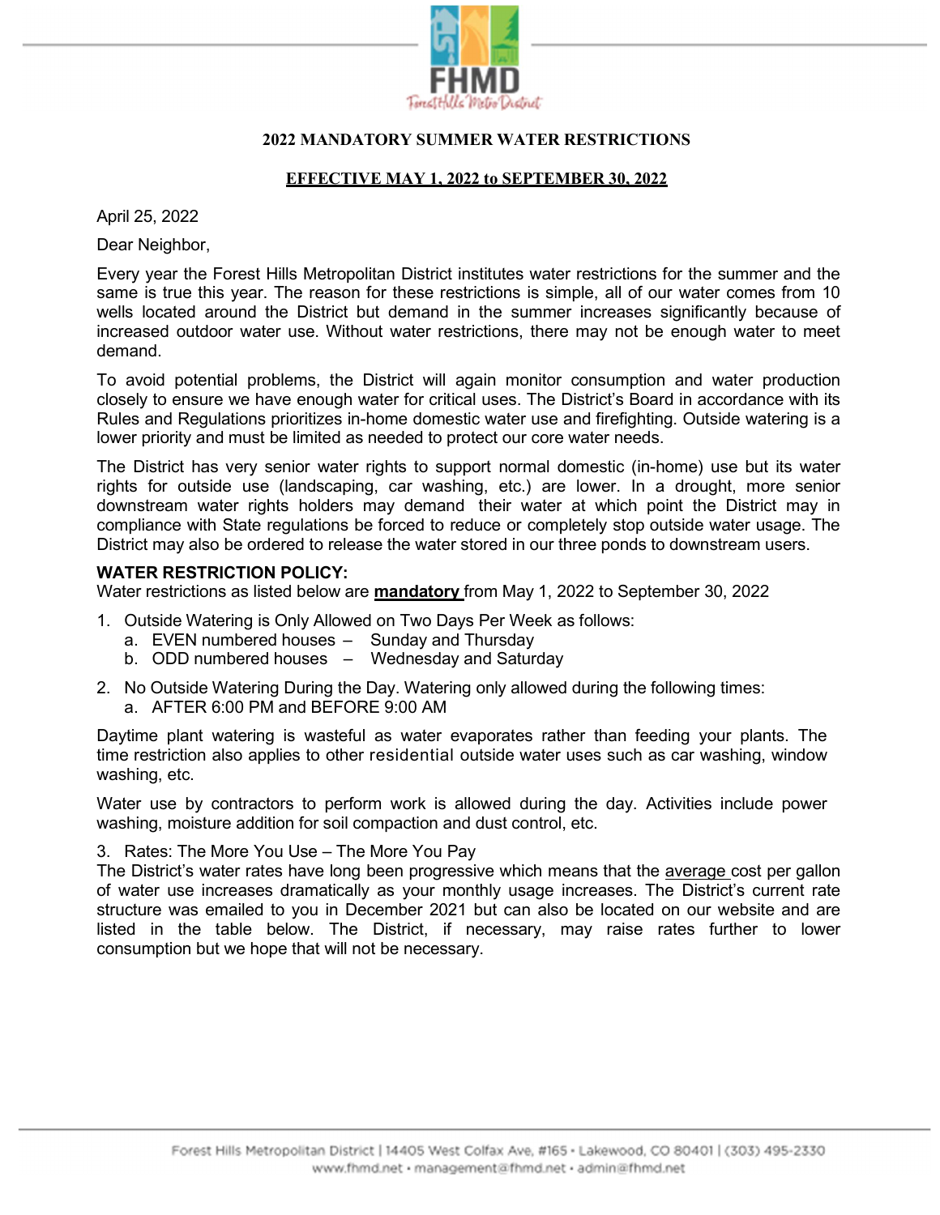**FHMD**

Forest Hills Metro District

**2022 MANDATORY SUMMER WATER RESTRICTIONS**

**EFFECTIVE MAY 1, 2022 to SEPTEMBER 30, 2022**

April 25, 2022

Dear Neighbor,

Every year the Forest Hills Metropolitan District institutes water restrictions for the summer and the same is true this year. The reason for these restrictions is simple, all of our water comes from 10 wells located around the District but demand in the summer increases significantly because of increased outdoor water use. Without water restrictions, there may not be enough water to meet demand.

To avoid potential problems, the District will again monitor consumption and water production closely to ensure we have enough water for critical uses. The District's Board in accordance with its Rules and Regulations prioritizes in-home domestic water use and firefighting. Outside watering is a lower priority and must be limited as needed to protect our core water needs.

The District has very senior water rights to support normal domestic (in-home) use but its water rights for outside use (landscaping, car washing, etc.) are lower. In a drought, more senior downstream water rights holders may demand their water at which point the District may in compliance with State regulations be forced to reduce or completely stop outside water usage. The District may also be ordered to release the water stored in our three ponds to downstream users.

**WATER RESTRICTION POLICY:**

Water restrictions as listed below are **mandatory** from May 1, 2022 to September 30, 2022

1. Outside Watering is Only Allowed on Two Days Per Week as follows:
   a. EVEN numbered houses – Sunday and Thursday
   b. ODD numbered houses – Wednesday and Saturday

2. No Outside Watering During the Day. Watering only allowed during the following times:
   a. AFTER 6:00 PM and BEFORE 9:00 AM

Daytime plant watering is wasteful as water evaporates rather than feeding your plants. The time restriction also applies to other residential outside water uses such as car washing, window washing, etc.

Water use by contractors to perform work is allowed during the day. Activities include power washing, moisture addition for soil compaction and dust control, etc.

3. Rates: The More You Use – The More You Pay

The District's water rates have long been progressive which means that the average cost per gallon of water use increases dramatically as your monthly usage increases. The District's current rate structure was emailed to you in December 2021 but can also be located on our website and are listed in the table below. The District, if necessary, may raise rates further to lower consumption but we hope that will not be necessary.

Forest Hills Metropolitan District | 14405 West Colfax Ave, #165 • Lakewood, CO 80401 | (303) 495-2330
www.fhmd.net • management@fhmd.net • admin@fhmd.net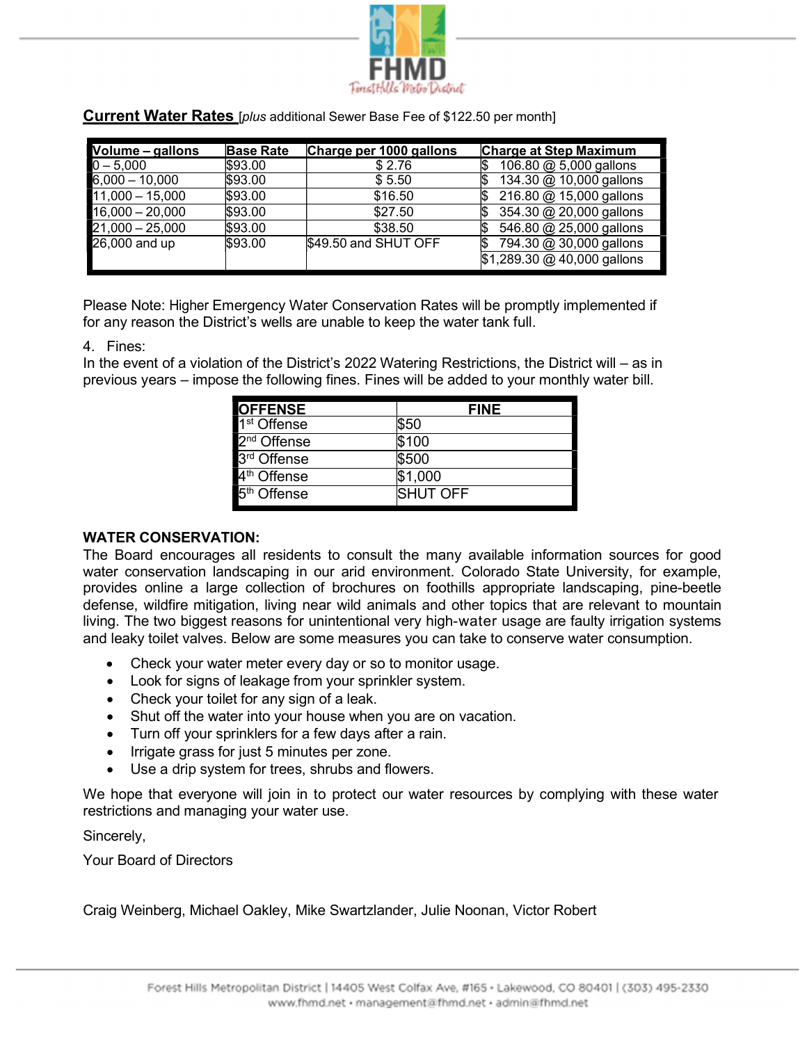**Current Water Rates** [*plus* additional Sewer Base Fee of $122.50 per month]

| Volume – gallons | Base Rate | Charge per 1000 gallons | Charge at Step Maximum |
|---|---|---|---|
| 0 – 5,000 | $93.00 | $ 2.76 | $ 106.80 @ 5,000 gallons |
| 6,000 – 10,000 | $93.00 | $ 5.50 | $ 134.30 @ 10,000 gallons |
| 11,000 – 15,000 | $93.00 | $16.50 | $ 216.80 @ 15,000 gallons |
| 16,000 – 20,000 | $93.00 | $27.50 | $ 354.30 @ 20,000 gallons |
| 21,000 – 25,000 | $93.00 | $38.50 | $ 546.80 @ 25,000 gallons |
| 26,000 and up | $93.00 | $49.50 and SHUT OFF | $ 794.30 @ 30,000 gallons |
| | | | $1,289.30 @ 40,000 gallons |

Please Note: Higher Emergency Water Conservation Rates will be promptly implemented if for any reason the District's wells are unable to keep the water tank full.

4. Fines:

In the event of a violation of the District's 2022 Watering Restrictions, the District will – as in previous years – impose the following fines. Fines will be added to your monthly water bill.

| OFFENSE | FINE |
|---|---|
| 1st Offense | $50 |
| 2nd Offense | $100 |
| 3rd Offense | $500 |
| 4th Offense | $1,000 |
| 5th Offense | SHUT OFF |

**WATER CONSERVATION:**

The Board encourages all residents to consult the many available information sources for good water conservation landscaping in our arid environment. Colorado State University, for example, provides online a large collection of brochures on foothills appropriate landscaping, pine-beetle defense, wildfire mitigation, living near wild animals and other topics that are relevant to mountain living. The two biggest reasons for unintentional very high-water usage are faulty irrigation systems and leaky toilet valves. Below are some measures you can take to conserve water consumption.

- Check your water meter every day or so to monitor usage.
- Look for signs of leakage from your sprinkler system.
- Check your toilet for any sign of a leak.
- Shut off the water into your house when you are on vacation.
- Turn off your sprinklers for a few days after a rain.
- Irrigate grass for just 5 minutes per zone.
- Use a drip system for trees, shrubs and flowers.

We hope that everyone will join in to protect our water resources by complying with these water restrictions and managing your water use.

Sincerely,

Your Board of Directors

Craig Weinberg, Michael Oakley, Mike Swartzlander, Julie Noonan, Victor Robert